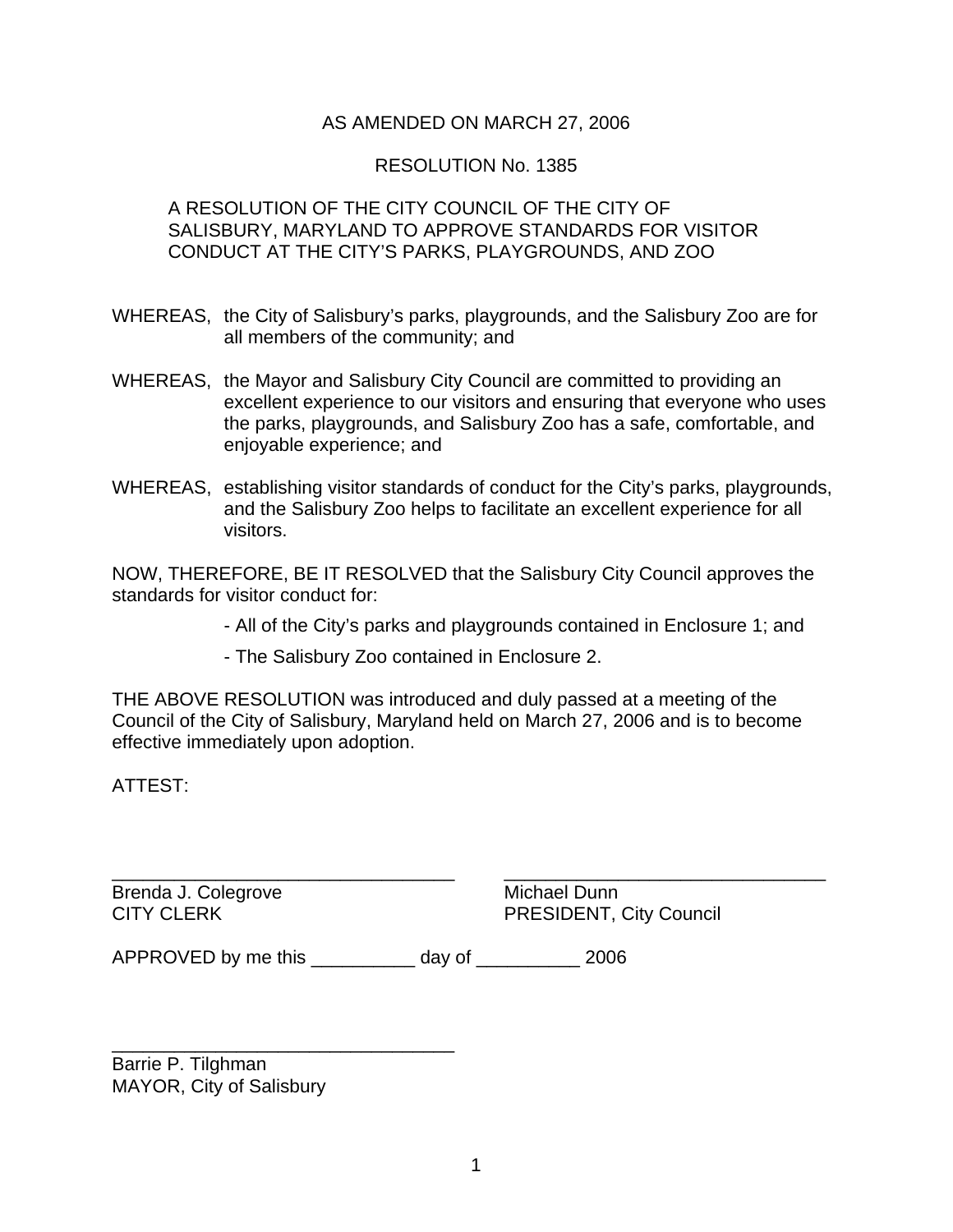AS AMENDED ON MARCH 27, 2006

RESOLUTION No. 1385

A RESOLUTION OF THE CITY COUNCIL OF THE CITY OF SALISBURY, MARYLAND TO APPROVE STANDARDS FOR VISITOR CONDUCT AT THE CITY'S PARKS, PLAYGROUNDS, AND ZOO

WHEREAS, the City of Salisbury's parks, playgrounds, and the Salisbury Zoo are for all members of the community; and

WHEREAS, the Mayor and Salisbury City Council are committed to providing an excellent experience to our visitors and ensuring that everyone who uses the parks, playgrounds, and Salisbury Zoo has a safe, comfortable, and enjoyable experience; and

WHEREAS, establishing visitor standards of conduct for the City's parks, playgrounds, and the Salisbury Zoo helps to facilitate an excellent experience for all visitors.

NOW, THEREFORE, BE IT RESOLVED that the Salisbury City Council approves the standards for visitor conduct for:

- All of the City's parks and playgrounds contained in Enclosure 1; and
- The Salisbury Zoo contained in Enclosure 2.

THE ABOVE RESOLUTION was introduced and duly passed at a meeting of the Council of the City of Salisbury, Maryland held on March 27, 2006 and is to become effective immediately upon adoption.

ATTEST:

\_\_\_\_\_\_\_\_\_\_\_\_\_\_\_\_\_\_\_\_\_\_\_\_\_\_\_\_\_\_\_\_\_\_\_
Brenda J. Colegrove
CITY CLERK

\_\_\_\_\_\_\_\_\_\_\_\_\_\_\_\_\_\_\_\_\_\_\_\_\_\_\_\_\_\_\_\_\_\_\_
Michael Dunn
PRESIDENT, City Council

APPROVED by me this \_\_\_\_\_\_\_\_\_\_ day of \_\_\_\_\_\_\_\_\_\_ 2006

\_\_\_\_\_\_\_\_\_\_\_\_\_\_\_\_\_\_\_\_\_\_\_\_\_\_\_\_\_\_\_\_\_\_\_
Barrie P. Tilghman
MAYOR, City of Salisbury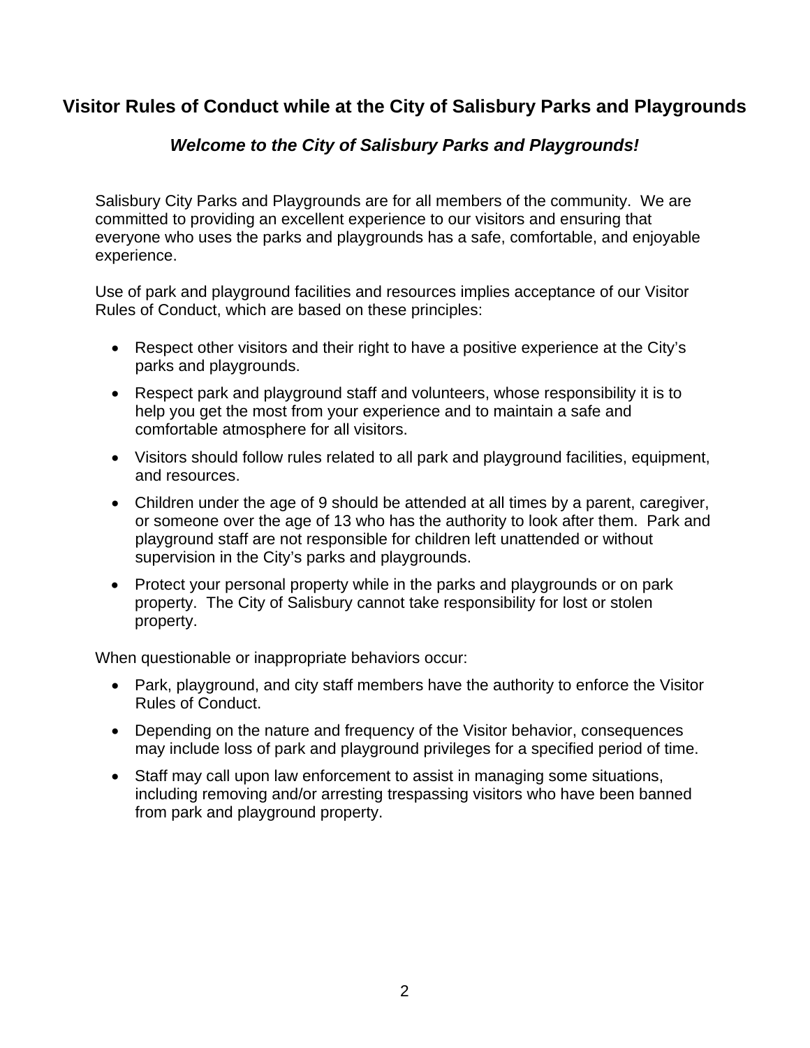## Visitor Rules of Conduct while at the City of Salisbury Parks and Playgrounds

***Welcome to the City of Salisbury Parks and Playgrounds!***

Salisbury City Parks and Playgrounds are for all members of the community. We are committed to providing an excellent experience to our visitors and ensuring that everyone who uses the parks and playgrounds has a safe, comfortable, and enjoyable experience.

Use of park and playground facilities and resources implies acceptance of our Visitor Rules of Conduct, which are based on these principles:

- Respect other visitors and their right to have a positive experience at the City's parks and playgrounds.
- Respect park and playground staff and volunteers, whose responsibility it is to help you get the most from your experience and to maintain a safe and comfortable atmosphere for all visitors.
- Visitors should follow rules related to all park and playground facilities, equipment, and resources.
- Children under the age of 9 should be attended at all times by a parent, caregiver, or someone over the age of 13 who has the authority to look after them. Park and playground staff are not responsible for children left unattended or without supervision in the City's parks and playgrounds.
- Protect your personal property while in the parks and playgrounds or on park property. The City of Salisbury cannot take responsibility for lost or stolen property.

When questionable or inappropriate behaviors occur:

- Park, playground, and city staff members have the authority to enforce the Visitor Rules of Conduct.
- Depending on the nature and frequency of the Visitor behavior, consequences may include loss of park and playground privileges for a specified period of time.
- Staff may call upon law enforcement to assist in managing some situations, including removing and/or arresting trespassing visitors who have been banned from park and playground property.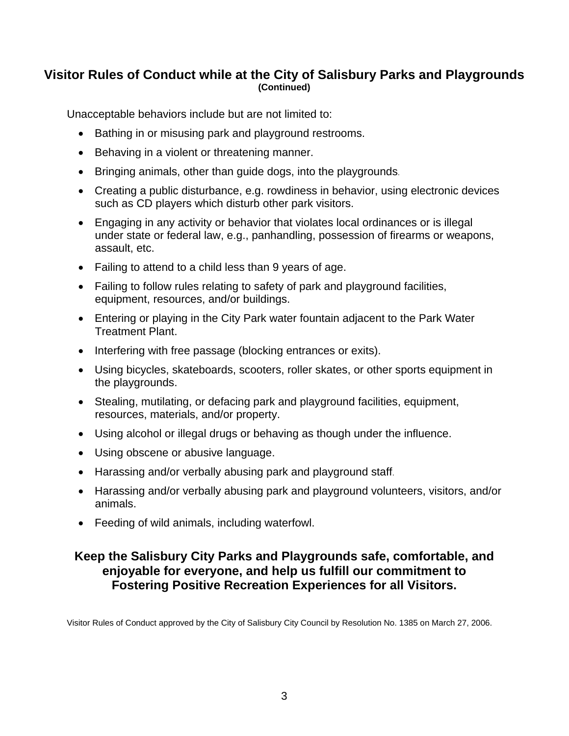## Visitor Rules of Conduct while at the City of Salisbury Parks and Playgrounds

**(Continued)**

Unacceptable behaviors include but are not limited to:

- Bathing in or misusing park and playground restrooms.
- Behaving in a violent or threatening manner.
- Bringing animals, other than guide dogs, into the playgrounds.
- Creating a public disturbance, e.g. rowdiness in behavior, using electronic devices such as CD players which disturb other park visitors.
- Engaging in any activity or behavior that violates local ordinances or is illegal under state or federal law, e.g., panhandling, possession of firearms or weapons, assault, etc.
- Failing to attend to a child less than 9 years of age.
- Failing to follow rules relating to safety of park and playground facilities, equipment, resources, and/or buildings.
- Entering or playing in the City Park water fountain adjacent to the Park Water Treatment Plant.
- Interfering with free passage (blocking entrances or exits).
- Using bicycles, skateboards, scooters, roller skates, or other sports equipment in the playgrounds.
- Stealing, mutilating, or defacing park and playground facilities, equipment, resources, materials, and/or property.
- Using alcohol or illegal drugs or behaving as though under the influence.
- Using obscene or abusive language.
- Harassing and/or verbally abusing park and playground staff.
- Harassing and/or verbally abusing park and playground volunteers, visitors, and/or animals.
- Feeding of wild animals, including waterfowl.

**Keep the Salisbury City Parks and Playgrounds safe, comfortable, and enjoyable for everyone, and help us fulfill our commitment to Fostering Positive Recreation Experiences for all Visitors.**

Visitor Rules of Conduct approved by the City of Salisbury City Council by Resolution No. 1385 on March 27, 2006.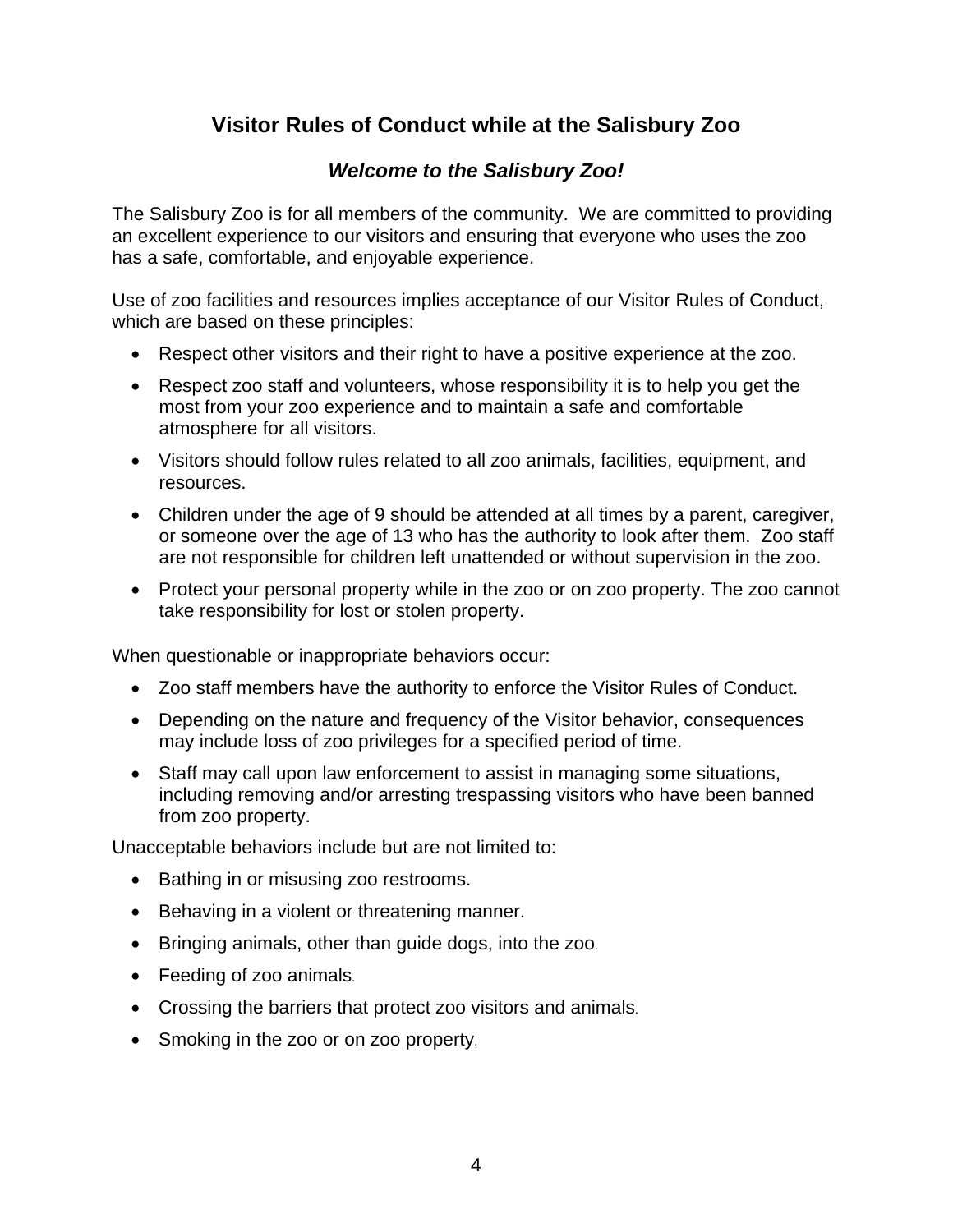## Visitor Rules of Conduct while at the Salisbury Zoo

### ***Welcome to the Salisbury Zoo!***

The Salisbury Zoo is for all members of the community. We are committed to providing an excellent experience to our visitors and ensuring that everyone who uses the zoo has a safe, comfortable, and enjoyable experience.

Use of zoo facilities and resources implies acceptance of our Visitor Rules of Conduct, which are based on these principles:

- Respect other visitors and their right to have a positive experience at the zoo.
- Respect zoo staff and volunteers, whose responsibility it is to help you get the most from your zoo experience and to maintain a safe and comfortable atmosphere for all visitors.
- Visitors should follow rules related to all zoo animals, facilities, equipment, and resources.
- Children under the age of 9 should be attended at all times by a parent, caregiver, or someone over the age of 13 who has the authority to look after them. Zoo staff are not responsible for children left unattended or without supervision in the zoo.
- Protect your personal property while in the zoo or on zoo property. The zoo cannot take responsibility for lost or stolen property.

When questionable or inappropriate behaviors occur:

- Zoo staff members have the authority to enforce the Visitor Rules of Conduct.
- Depending on the nature and frequency of the Visitor behavior, consequences may include loss of zoo privileges for a specified period of time.
- Staff may call upon law enforcement to assist in managing some situations, including removing and/or arresting trespassing visitors who have been banned from zoo property.

Unacceptable behaviors include but are not limited to:

- Bathing in or misusing zoo restrooms.
- Behaving in a violent or threatening manner.
- Bringing animals, other than guide dogs, into the zoo.
- Feeding of zoo animals.
- Crossing the barriers that protect zoo visitors and animals.
- Smoking in the zoo or on zoo property.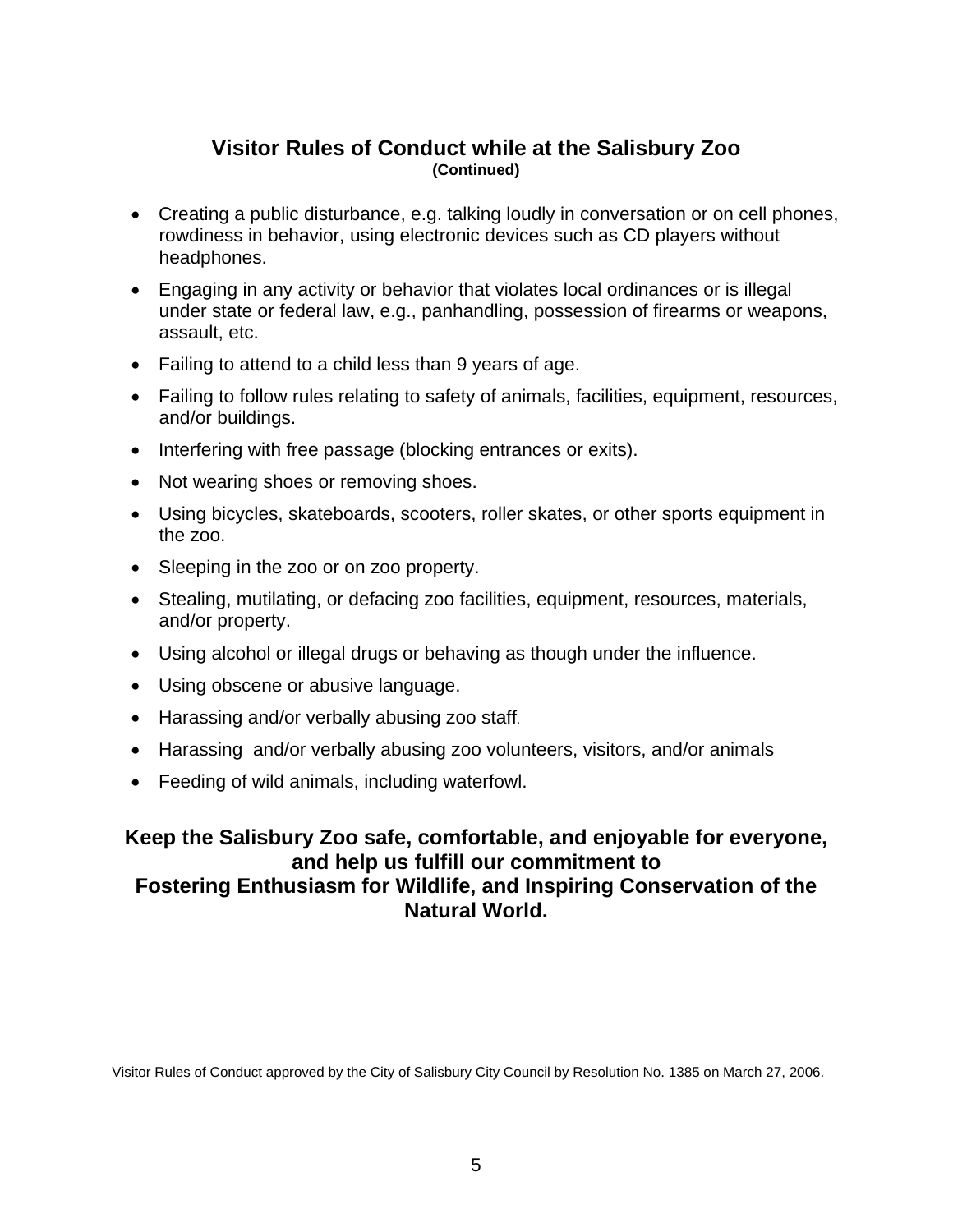## Visitor Rules of Conduct while at the Salisbury Zoo

**(Continued)**

- Creating a public disturbance, e.g. talking loudly in conversation or on cell phones, rowdiness in behavior, using electronic devices such as CD players without headphones.
- Engaging in any activity or behavior that violates local ordinances or is illegal under state or federal law, e.g., panhandling, possession of firearms or weapons, assault, etc.
- Failing to attend to a child less than 9 years of age.
- Failing to follow rules relating to safety of animals, facilities, equipment, resources, and/or buildings.
- Interfering with free passage (blocking entrances or exits).
- Not wearing shoes or removing shoes.
- Using bicycles, skateboards, scooters, roller skates, or other sports equipment in the zoo.
- Sleeping in the zoo or on zoo property.
- Stealing, mutilating, or defacing zoo facilities, equipment, resources, materials, and/or property.
- Using alcohol or illegal drugs or behaving as though under the influence.
- Using obscene or abusive language.
- Harassing and/or verbally abusing zoo staff.
- Harassing and/or verbally abusing zoo volunteers, visitors, and/or animals
- Feeding of wild animals, including waterfowl.

**Keep the Salisbury Zoo safe, comfortable, and enjoyable for everyone, and help us fulfill our commitment to Fostering Enthusiasm for Wildlife, and Inspiring Conservation of the Natural World.**

Visitor Rules of Conduct approved by the City of Salisbury City Council by Resolution No. 1385 on March 27, 2006.